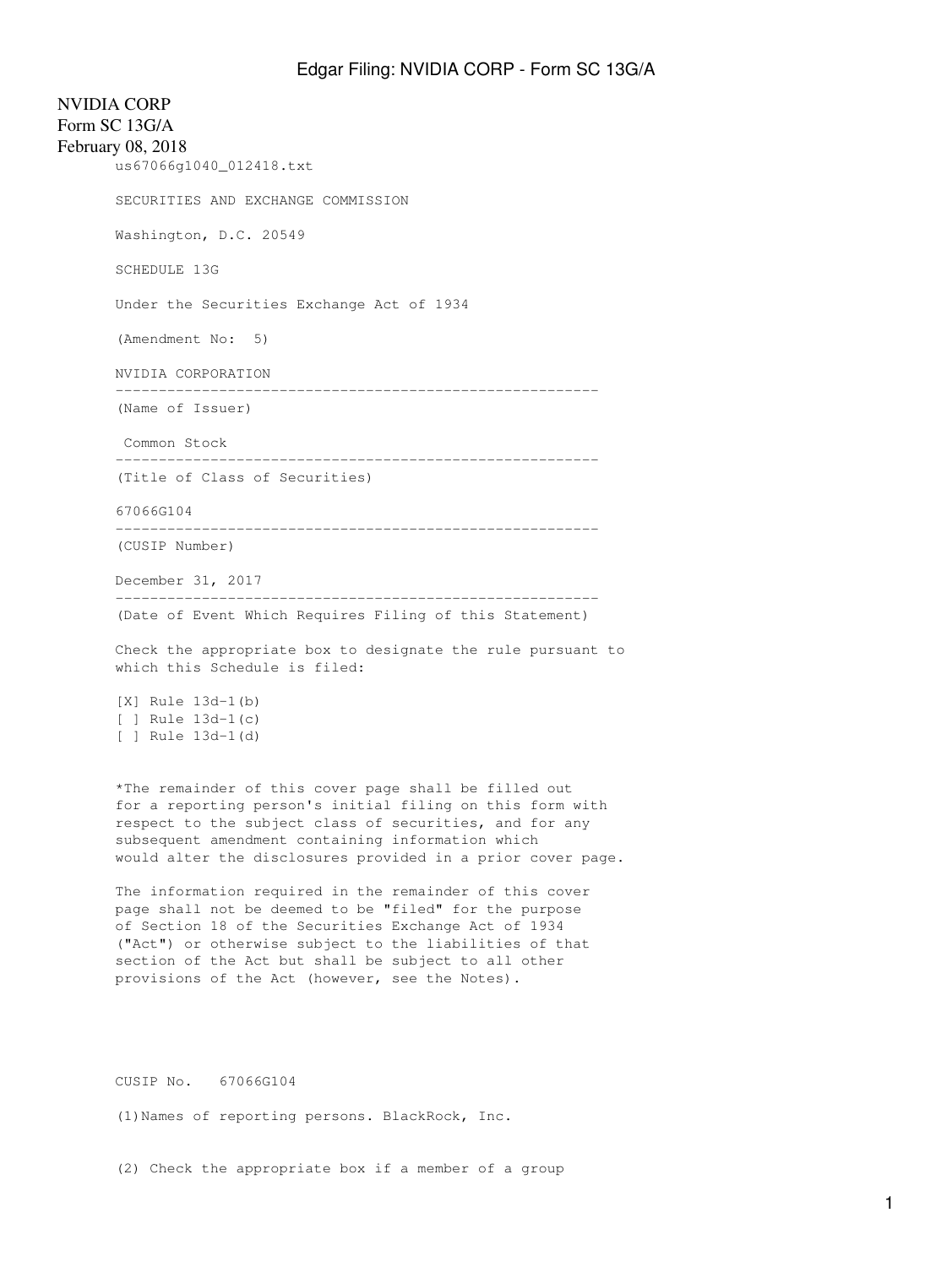NVIDIA CORP
Form SC 13G/A
February 08, 2018

us67066g1040_012418.txt

SECURITIES AND EXCHANGE COMMISSION

Washington, D.C. 20549

SCHEDULE 13G

Under the Securities Exchange Act of 1934

(Amendment No: 5)

NVIDIA CORPORATION

---

(Name of Issuer)

Common Stock

---

(Title of Class of Securities)

67066G104

---

(CUSIP Number)

December 31, 2017

---

(Date of Event Which Requires Filing of this Statement)

Check the appropriate box to designate the rule pursuant to which this Schedule is filed:

[X] Rule 13d-1(b)
[ ] Rule 13d-1(c)
[ ] Rule 13d-1(d)

*The remainder of this cover page shall be filled out for a reporting person's initial filing on this form with respect to the subject class of securities, and for any subsequent amendment containing information which would alter the disclosures provided in a prior cover page.

The information required in the remainder of this cover page shall not be deemed to be "filed" for the purpose of Section 18 of the Securities Exchange Act of 1934 ("Act") or otherwise subject to the liabilities of that section of the Act but shall be subject to all other provisions of the Act (however, see the Notes).

CUSIP No. 67066G104

(1)Names of reporting persons. BlackRock, Inc.

(2) Check the appropriate box if a member of a group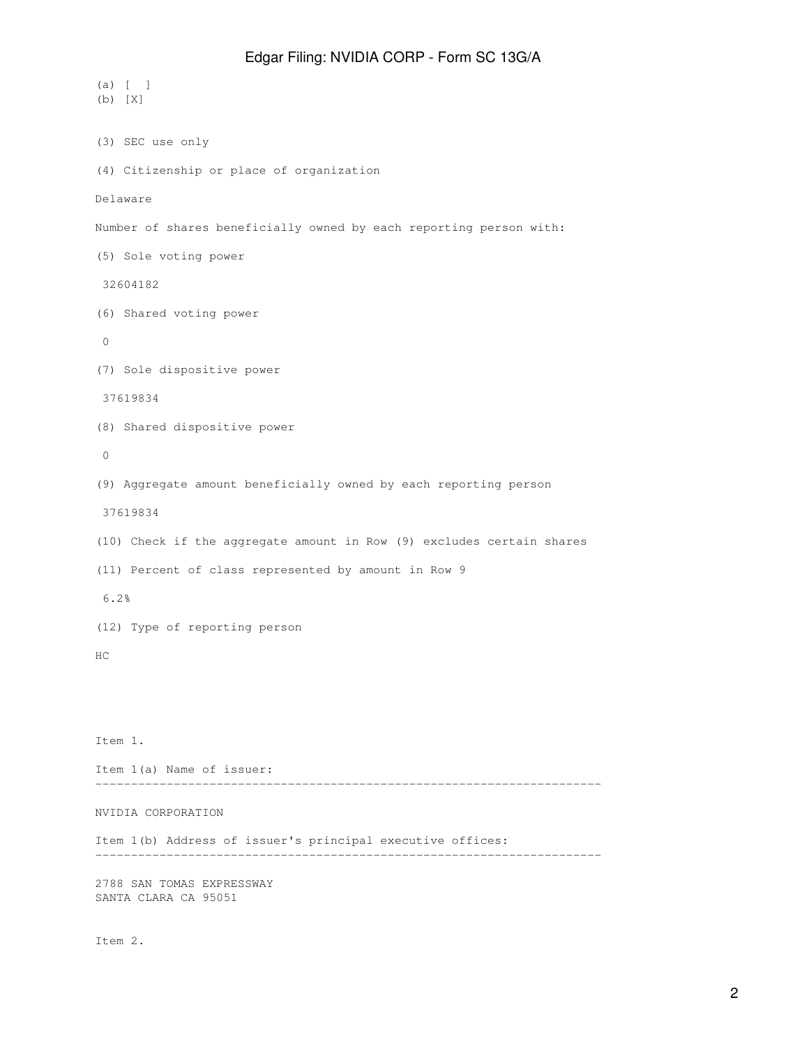(a) [ ]
(b) [X]

(3) SEC use only

(4) Citizenship or place of organization

Delaware

Number of shares beneficially owned by each reporting person with:

(5) Sole voting power

32604182

(6) Shared voting power

0

(7) Sole dispositive power

37619834

(8) Shared dispositive power

0

(9) Aggregate amount beneficially owned by each reporting person

37619834

(10) Check if the aggregate amount in Row (9) excludes certain shares

(11) Percent of class represented by amount in Row 9

6.2%

(12) Type of reporting person

HC

Item 1.

Item 1(a) Name of issuer:

---

NVIDIA CORPORATION

Item 1(b) Address of issuer's principal executive offices:

---

2788 SAN TOMAS EXPRESSWAY
SANTA CLARA CA 95051

Item 2.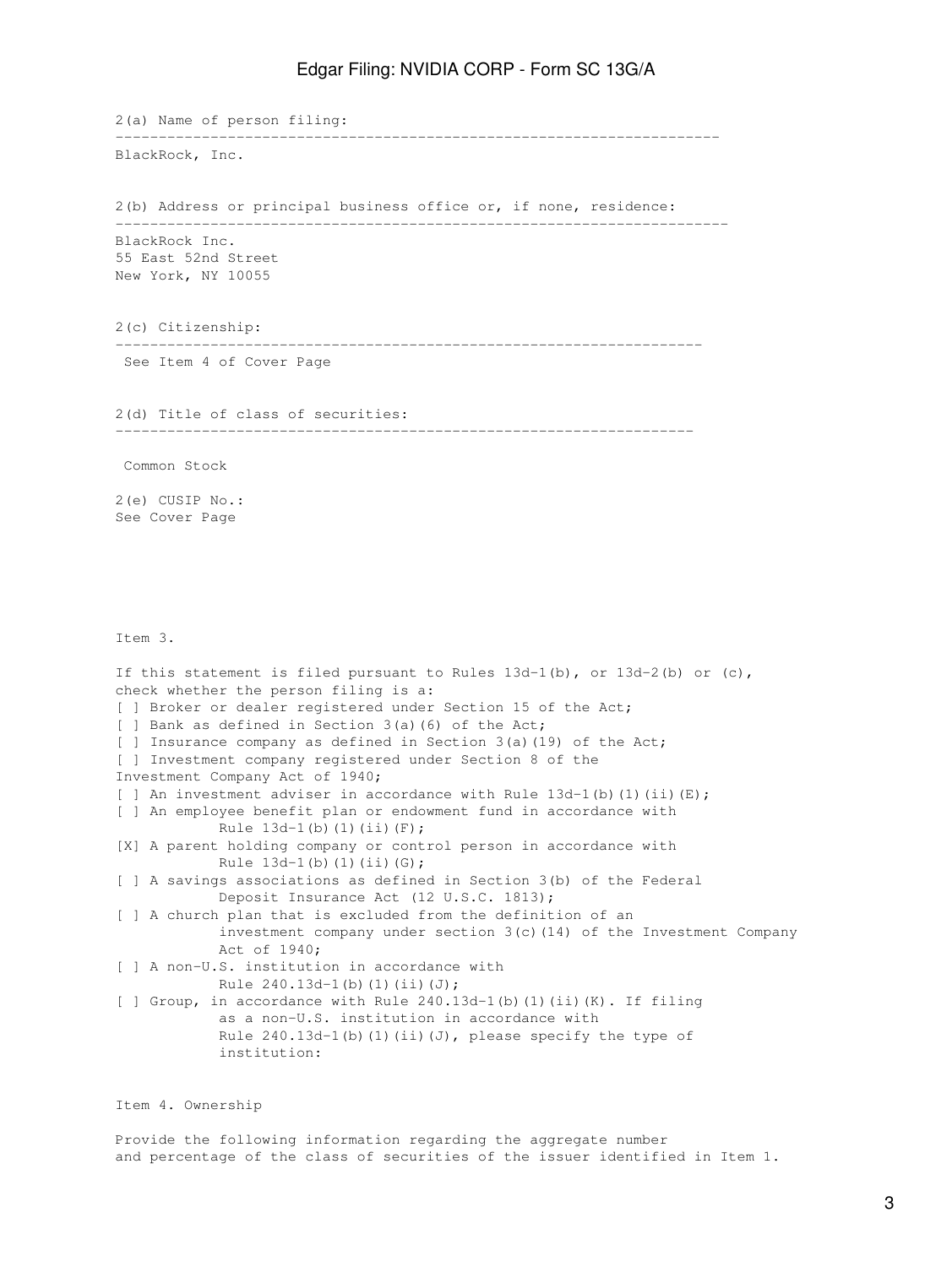2(a) Name of person filing:

---

BlackRock, Inc.

2(b) Address or principal business office or, if none, residence:

---

BlackRock Inc.
55 East 52nd Street
New York, NY 10055

2(c) Citizenship:

---

See Item 4 of Cover Page

2(d) Title of class of securities:

---

Common Stock

2(e) CUSIP No.:
See Cover Page

Item 3.

If this statement is filed pursuant to Rules 13d-1(b), or 13d-2(b) or (c), check whether the person filing is a:

[ ] Broker or dealer registered under Section 15 of the Act;
[ ] Bank as defined in Section 3(a)(6) of the Act;
[ ] Insurance company as defined in Section 3(a)(19) of the Act;
[ ] Investment company registered under Section 8 of the Investment Company Act of 1940;
[ ] An investment adviser in accordance with Rule 13d-1(b)(1)(ii)(E);
[ ] An employee benefit plan or endowment fund in accordance with Rule 13d-1(b)(1)(ii)(F);
[X] A parent holding company or control person in accordance with Rule 13d-1(b)(1)(ii)(G);
[ ] A savings associations as defined in Section 3(b) of the Federal Deposit Insurance Act (12 U.S.C. 1813);
[ ] A church plan that is excluded from the definition of an investment company under section 3(c)(14) of the Investment Company Act of 1940;
[ ] A non-U.S. institution in accordance with Rule 240.13d-1(b)(1)(ii)(J);
[ ] Group, in accordance with Rule 240.13d-1(b)(1)(ii)(K). If filing as a non-U.S. institution in accordance with Rule 240.13d-1(b)(1)(ii)(J), please specify the type of institution:

Item 4. Ownership

Provide the following information regarding the aggregate number and percentage of the class of securities of the issuer identified in Item 1.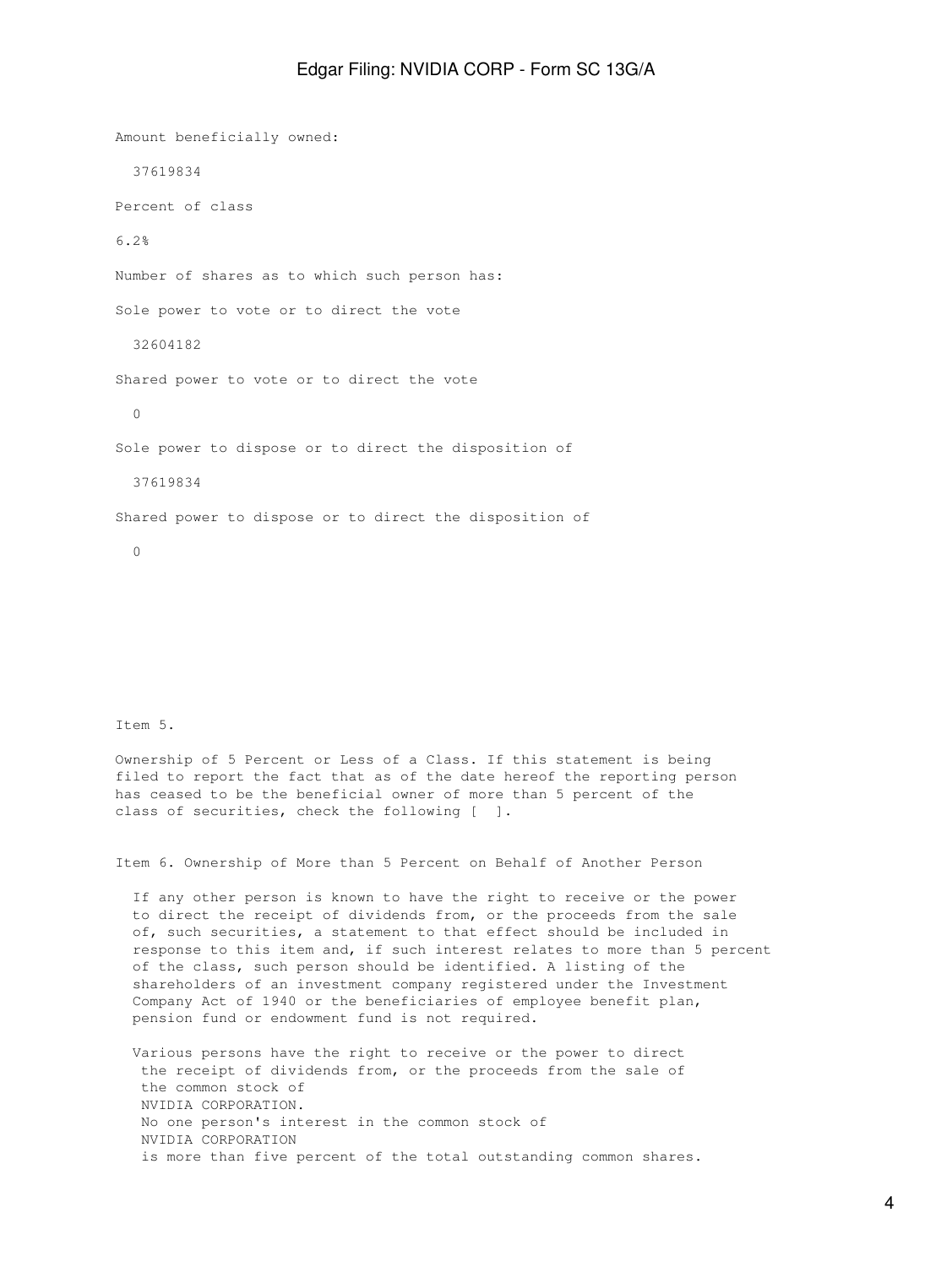Amount beneficially owned:

37619834

Percent of class

6.2%

Number of shares as to which such person has:

Sole power to vote or to direct the vote

32604182

Shared power to vote or to direct the vote

0

Sole power to dispose or to direct the disposition of

37619834

Shared power to dispose or to direct the disposition of

0

Item 5.

Ownership of 5 Percent or Less of a Class. If this statement is being filed to report the fact that as of the date hereof the reporting person has ceased to be the beneficial owner of more than 5 percent of the class of securities, check the following [ ].

Item 6. Ownership of More than 5 Percent on Behalf of Another Person

If any other person is known to have the right to receive or the power to direct the receipt of dividends from, or the proceeds from the sale of, such securities, a statement to that effect should be included in response to this item and, if such interest relates to more than 5 percent of the class, such person should be identified. A listing of the shareholders of an investment company registered under the Investment Company Act of 1940 or the beneficiaries of employee benefit plan, pension fund or endowment fund is not required.

Various persons have the right to receive or the power to direct the receipt of dividends from, or the proceeds from the sale of the common stock of NVIDIA CORPORATION. No one person's interest in the common stock of NVIDIA CORPORATION is more than five percent of the total outstanding common shares.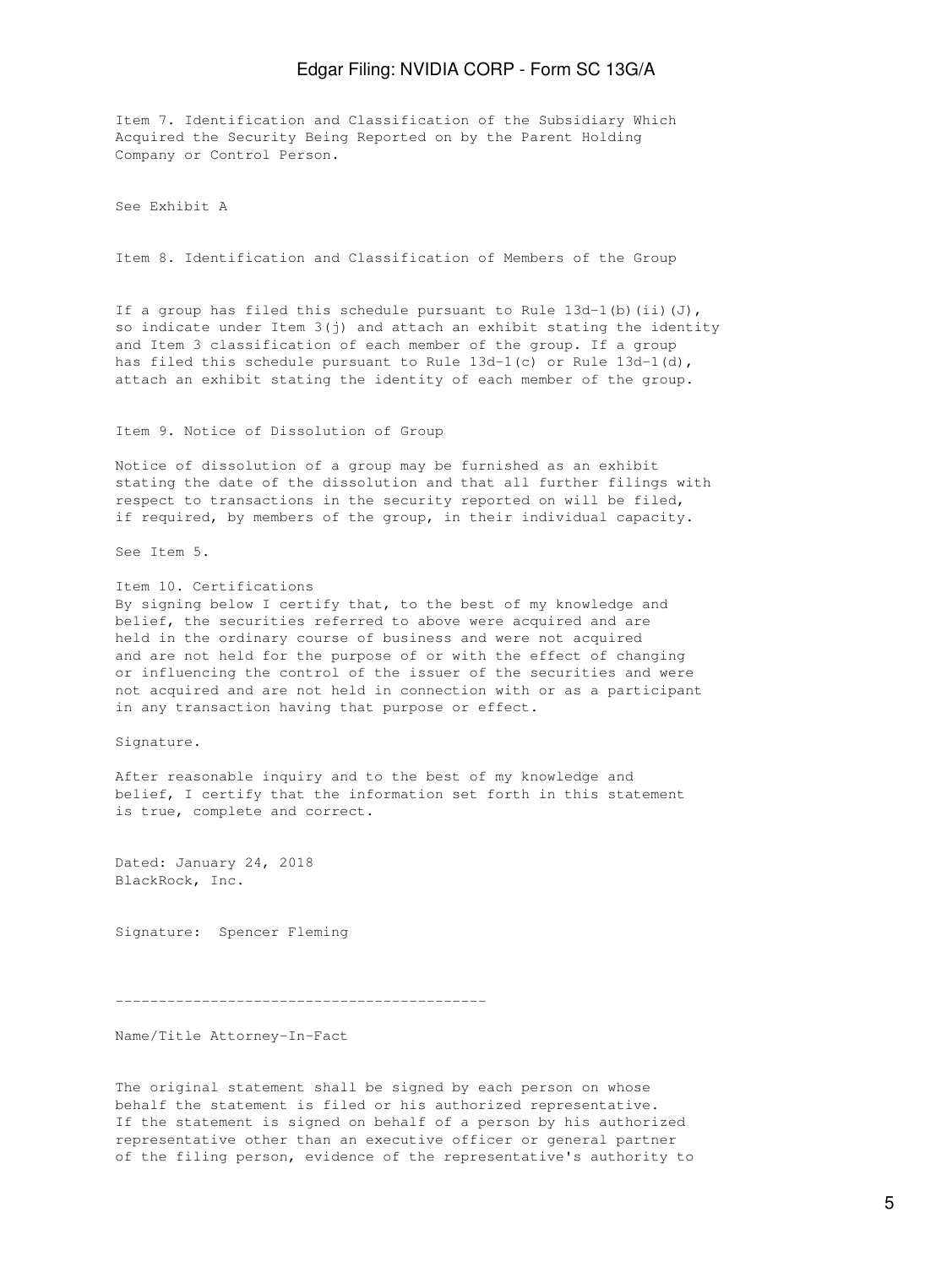Item 7. Identification and Classification of the Subsidiary Which Acquired the Security Being Reported on by the Parent Holding Company or Control Person.

See Exhibit A

Item 8. Identification and Classification of Members of the Group

If a group has filed this schedule pursuant to Rule 13d-1(b)(ii)(J), so indicate under Item 3(j) and attach an exhibit stating the identity and Item 3 classification of each member of the group. If a group has filed this schedule pursuant to Rule 13d-1(c) or Rule 13d-1(d), attach an exhibit stating the identity of each member of the group.

Item 9. Notice of Dissolution of Group

Notice of dissolution of a group may be furnished as an exhibit stating the date of the dissolution and that all further filings with respect to transactions in the security reported on will be filed, if required, by members of the group, in their individual capacity.

See Item 5.

Item 10. Certifications

By signing below I certify that, to the best of my knowledge and belief, the securities referred to above were acquired and are held in the ordinary course of business and were not acquired and are not held for the purpose of or with the effect of changing or influencing the control of the issuer of the securities and were not acquired and are not held in connection with or as a participant in any transaction having that purpose or effect.

Signature.

After reasonable inquiry and to the best of my knowledge and belief, I certify that the information set forth in this statement is true, complete and correct.

Dated: January 24, 2018

BlackRock, Inc.

Signature: Spencer Fleming

-------------------------------------------

Name/Title Attorney-In-Fact

The original statement shall be signed by each person on whose behalf the statement is filed or his authorized representative. If the statement is signed on behalf of a person by his authorized representative other than an executive officer or general partner of the filing person, evidence of the representative's authority to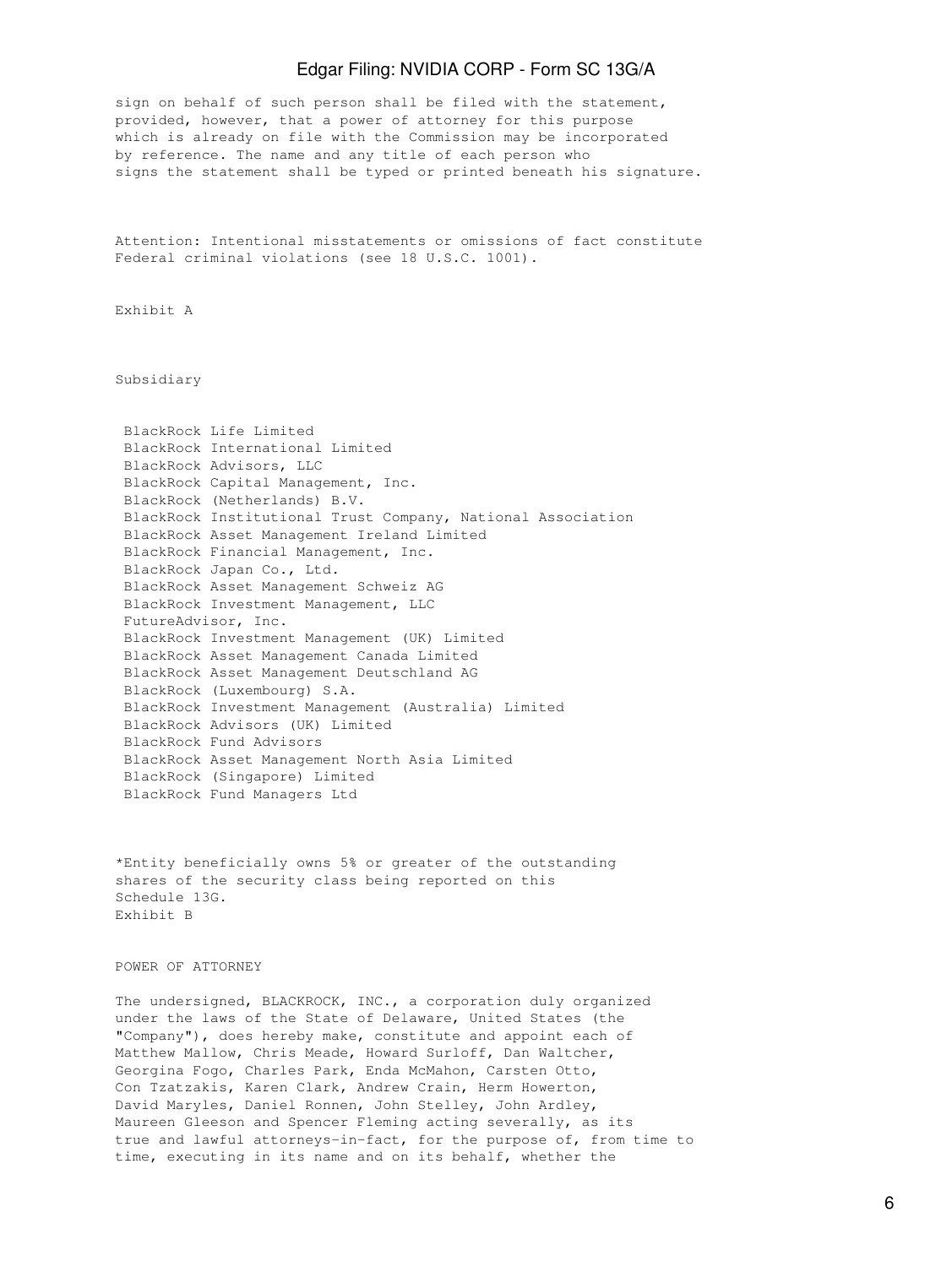sign on behalf of such person shall be filed with the statement, provided, however, that a power of attorney for this purpose which is already on file with the Commission may be incorporated by reference. The name and any title of each person who signs the statement shall be typed or printed beneath his signature.

Attention: Intentional misstatements or omissions of fact constitute Federal criminal violations (see 18 U.S.C. 1001).

Exhibit A

Subsidiary

- BlackRock Life Limited
- BlackRock International Limited
- BlackRock Advisors, LLC
- BlackRock Capital Management, Inc.
- BlackRock (Netherlands) B.V.
- BlackRock Institutional Trust Company, National Association
- BlackRock Asset Management Ireland Limited
- BlackRock Financial Management, Inc.
- BlackRock Japan Co., Ltd.
- BlackRock Asset Management Schweiz AG
- BlackRock Investment Management, LLC
- FutureAdvisor, Inc.
- BlackRock Investment Management (UK) Limited
- BlackRock Asset Management Canada Limited
- BlackRock Asset Management Deutschland AG
- BlackRock (Luxembourg) S.A.
- BlackRock Investment Management (Australia) Limited
- BlackRock Advisors (UK) Limited
- BlackRock Fund Advisors
- BlackRock Asset Management North Asia Limited
- BlackRock (Singapore) Limited
- BlackRock Fund Managers Ltd

*Entity beneficially owns 5% or greater of the outstanding shares of the security class being reported on this Schedule 13G.

Exhibit B

POWER OF ATTORNEY

The undersigned, BLACKROCK, INC., a corporation duly organized under the laws of the State of Delaware, United States (the "Company"), does hereby make, constitute and appoint each of Matthew Mallow, Chris Meade, Howard Surloff, Dan Waltcher, Georgina Fogo, Charles Park, Enda McMahon, Carsten Otto, Con Tzatzakis, Karen Clark, Andrew Crain, Herm Howerton, David Maryles, Daniel Ronnen, John Stelley, John Ardley, Maureen Gleeson and Spencer Fleming acting severally, as its true and lawful attorneys-in-fact, for the purpose of, from time to time, executing in its name and on its behalf, whether the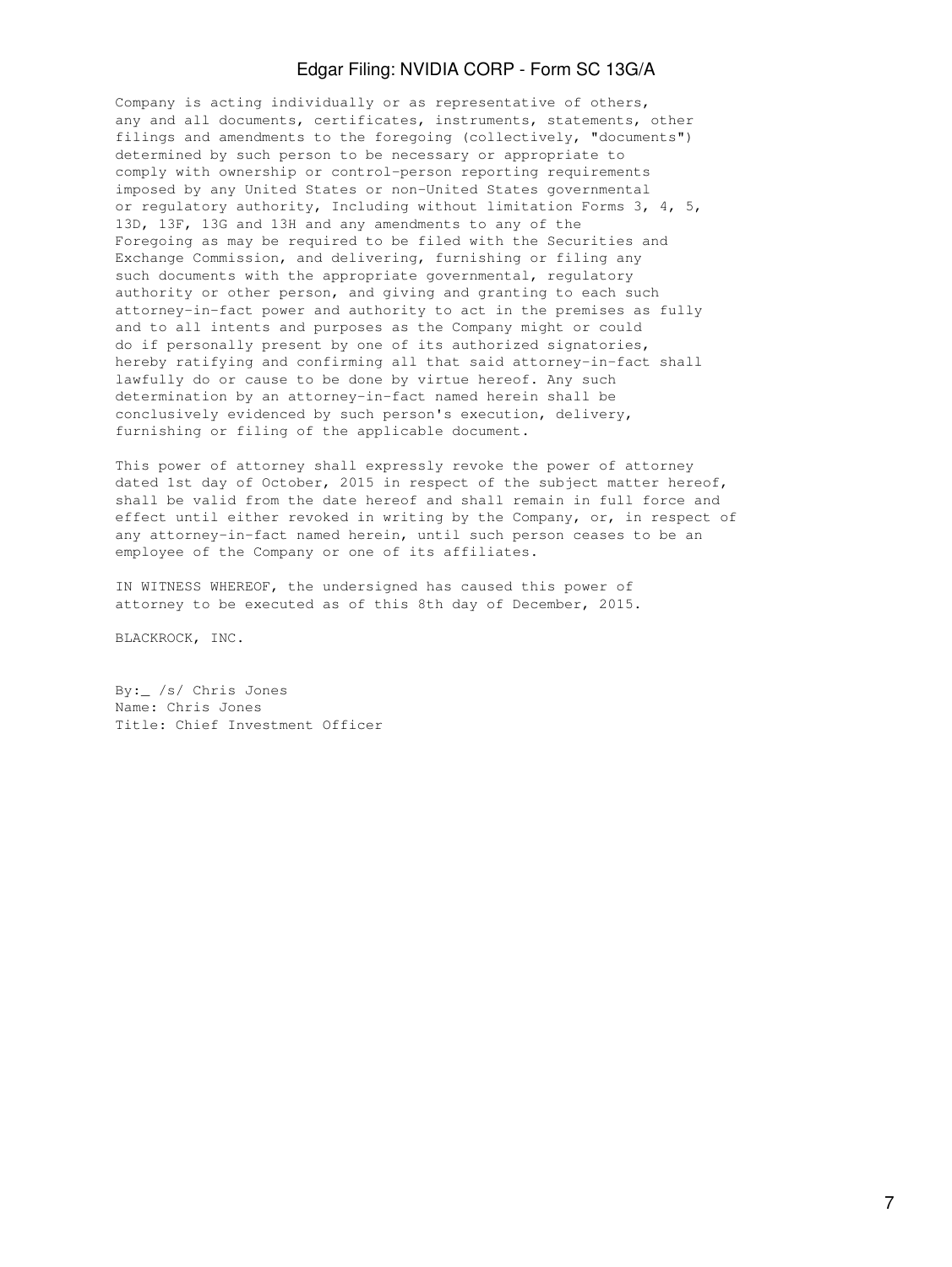Company is acting individually or as representative of others, any and all documents, certificates, instruments, statements, other filings and amendments to the foregoing (collectively, "documents") determined by such person to be necessary or appropriate to comply with ownership or control-person reporting requirements imposed by any United States or non-United States governmental or regulatory authority, Including without limitation Forms 3, 4, 5, 13D, 13F, 13G and 13H and any amendments to any of the Foregoing as may be required to be filed with the Securities and Exchange Commission, and delivering, furnishing or filing any such documents with the appropriate governmental, regulatory authority or other person, and giving and granting to each such attorney-in-fact power and authority to act in the premises as fully and to all intents and purposes as the Company might or could do if personally present by one of its authorized signatories, hereby ratifying and confirming all that said attorney-in-fact shall lawfully do or cause to be done by virtue hereof. Any such determination by an attorney-in-fact named herein shall be conclusively evidenced by such person's execution, delivery, furnishing or filing of the applicable document.

This power of attorney shall expressly revoke the power of attorney dated 1st day of October, 2015 in respect of the subject matter hereof, shall be valid from the date hereof and shall remain in full force and effect until either revoked in writing by the Company, or, in respect of any attorney-in-fact named herein, until such person ceases to be an employee of the Company or one of its affiliates.

IN WITNESS WHEREOF, the undersigned has caused this power of attorney to be executed as of this 8th day of December, 2015.

BLACKROCK, INC.

By:_ /s/ Chris Jones
Name: Chris Jones
Title: Chief Investment Officer